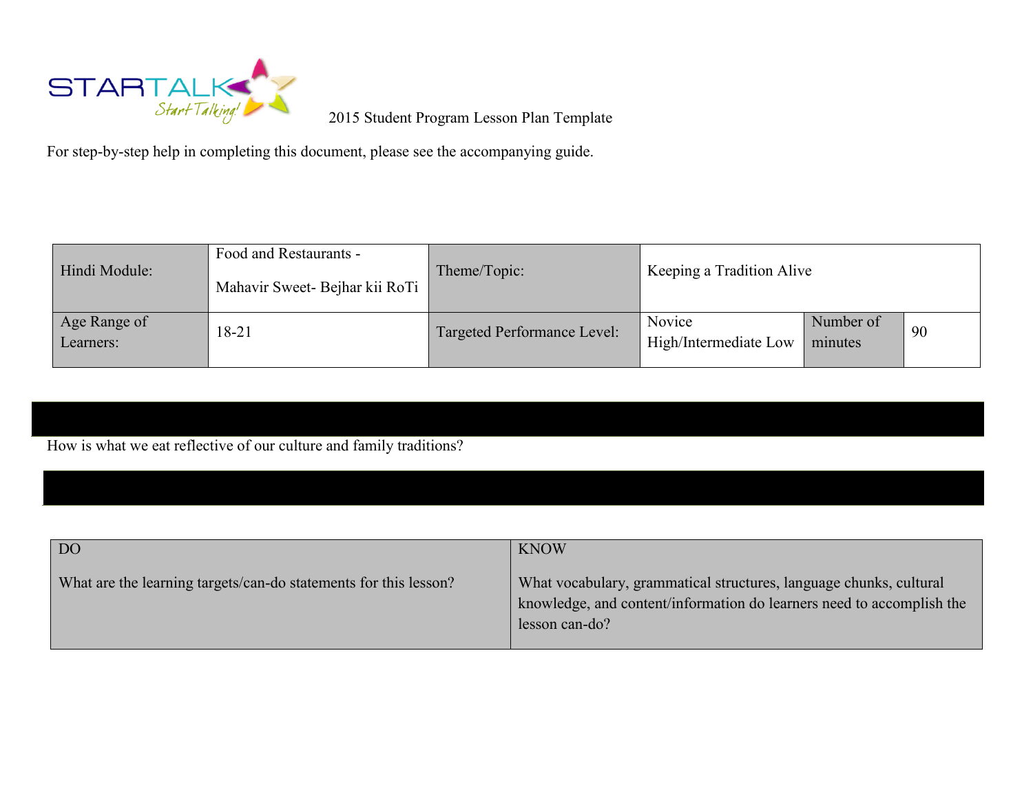STARTALK Start Talking!

2015 Student Program Lesson Plan Template

For step-by-step help in completing this document, please see the accompanying guide.

| Hindi Module: | Food and Restaurants - Mahavir Sweet- Bejhar kii RoTi | Theme/Topic: | Keeping a Tradition Alive | | |
|---|---|---|---|---|---|
| Age Range of Learners: | 18-21 | Targeted Performance Level: | Novice High/Intermediate Low | Number of minutes | 90 |

How is what we eat reflective of our culture and family traditions?

| DO | KNOW |
|---|---|
| What are the learning targets/can-do statements for this lesson? | What vocabulary, grammatical structures, language chunks, cultural knowledge, and content/information do learners need to accomplish the lesson can-do? |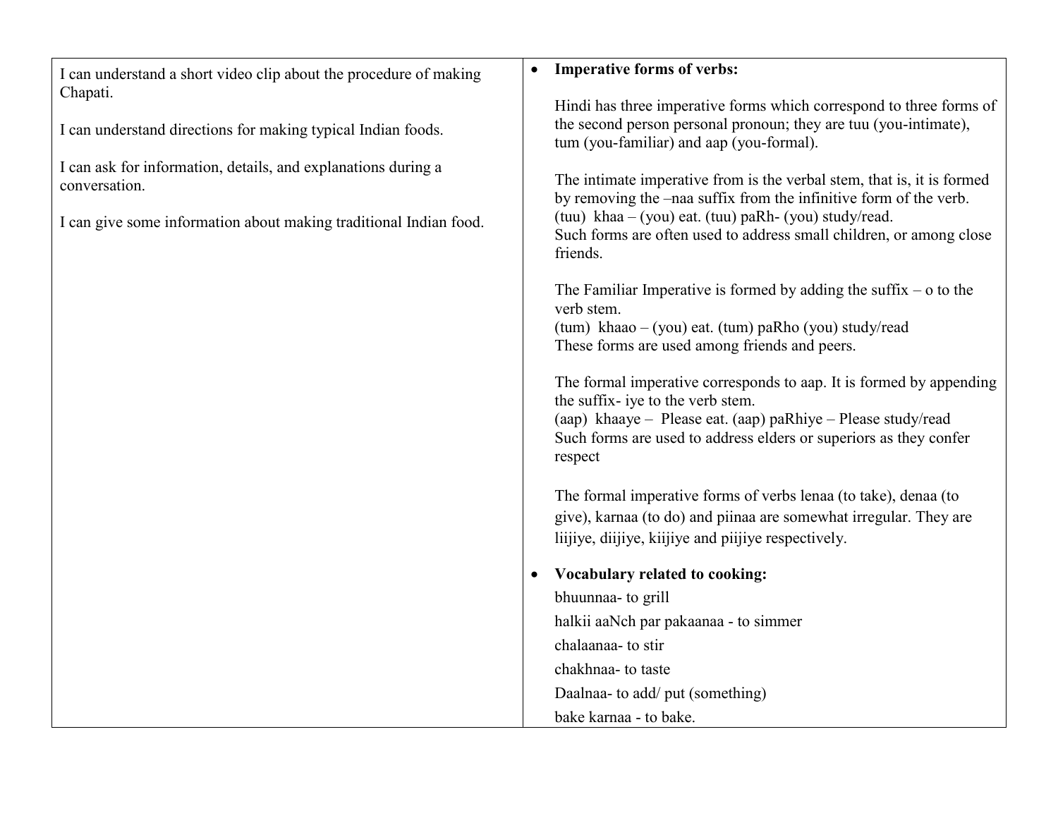| | |
|---|---|
| I can understand a short video clip about the procedure of making Chapati.<br><br>I can understand directions for making typical Indian foods.<br><br>I can ask for information, details, and explanations during a conversation.<br><br>I can give some information about making traditional Indian food. | • **Imperative forms of verbs:**<br><br>Hindi has three imperative forms which correspond to three forms of the second person personal pronoun; they are tuu (you-intimate), tum (you-familiar) and aap (you-formal).<br><br>The intimate imperative from is the verbal stem, that is, it is formed by removing the –naa suffix from the infinitive form of the verb.<br>(tuu) khaa – (you) eat. (tuu) paRh- (you) study/read.<br>Such forms are often used to address small children, or among close friends.<br><br>The Familiar Imperative is formed by adding the suffix – o to the verb stem.<br>(tum) khaao – (you) eat. (tum) paRho (you) study/read<br>These forms are used among friends and peers.<br><br>The formal imperative corresponds to aap. It is formed by appending the suffix- iye to the verb stem.<br>(aap) khaaye – Please eat. (aap) paRhiye – Please study/read<br>Such forms are used to address elders or superiors as they confer respect<br><br>The formal imperative forms of verbs lenaa (to take), denaa (to give), karnaa (to do) and piinaa are somewhat irregular. They are liijiye, diijiye, kiijiye and piijiye respectively.<br><br>• **Vocabulary related to cooking:**<br>bhuunnaa- to grill<br>halkii aaNch par pakaanaa - to simmer<br>chalaanaa- to stir<br>chakhnaa- to taste<br>Daalnaa- to add/ put (something)<br>bake karnaa - to bake. |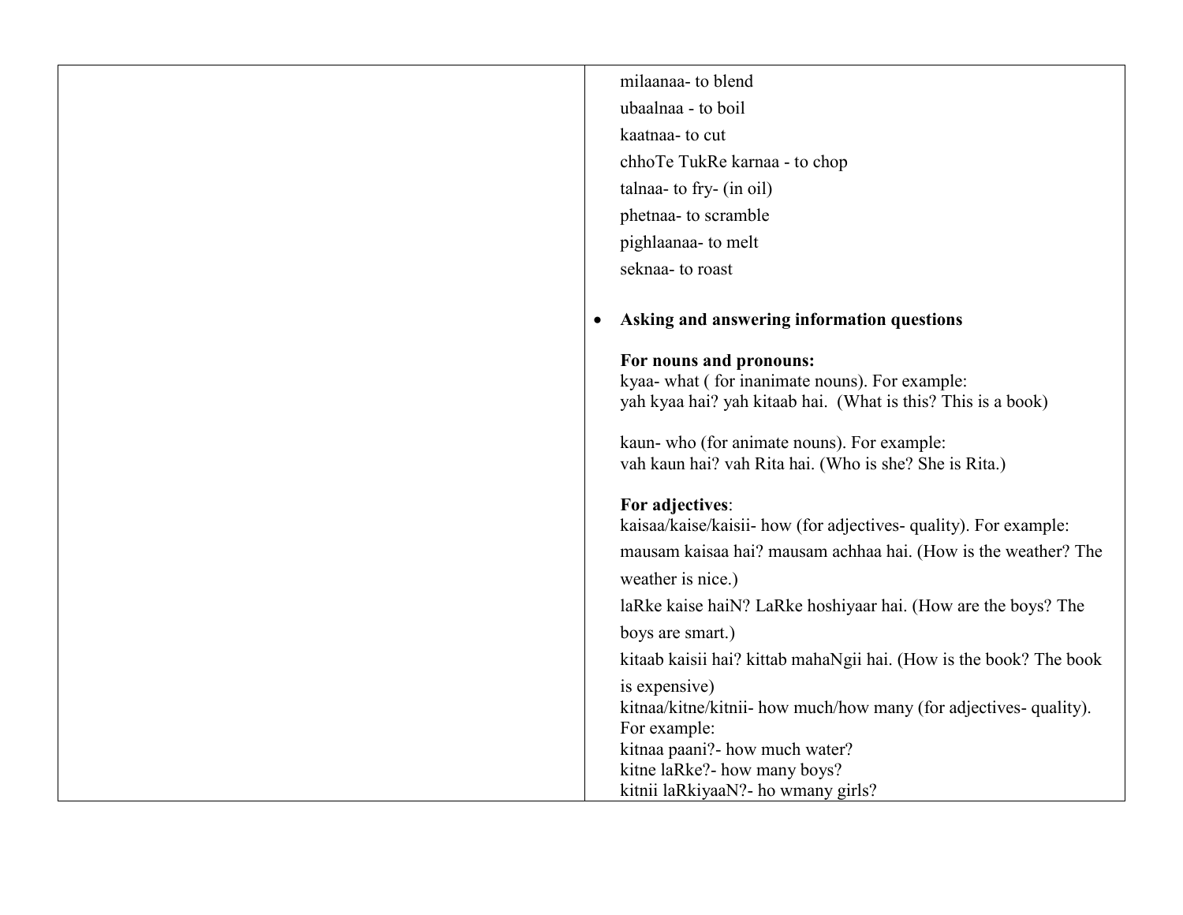| | |
|---|---|
| | milaanaa- to blend<br>ubaalnaa - to boil<br>kaatnaa- to cut<br>chhoTe TukRe karnaa - to chop<br>talnaa- to fry- (in oil)<br>phetnaa- to scramble<br>pighlaanaa- to melt<br>seknaa- to roast<br><br>• **Asking and answering information questions**<br><br>**For nouns and pronouns:**<br>kyaa- what ( for inanimate nouns). For example:<br>yah kyaa hai? yah kitaab hai. (What is this? This is a book)<br><br>kaun- who (for animate nouns). For example:<br>vah kaun hai? vah Rita hai. (Who is she? She is Rita.)<br><br>**For adjectives**:<br>kaisaa/kaise/kaisii- how (for adjectives- quality). For example:<br>mausam kaisaa hai? mausam achhaa hai. (How is the weather? The weather is nice.)<br>laRke kaise haiN? LaRke hoshiyaar hai. (How are the boys? The boys are smart.)<br>kitaab kaisii hai? kittab mahaNgii hai. (How is the book? The book is expensive)<br>kitnaa/kitne/kitnii- how much/how many (for adjectives- quality). For example:<br>kitnaa paani?- how much water?<br>kitne laRke?- how many boys?<br>kitnii laRkiyaaN?- ho wmany girls? |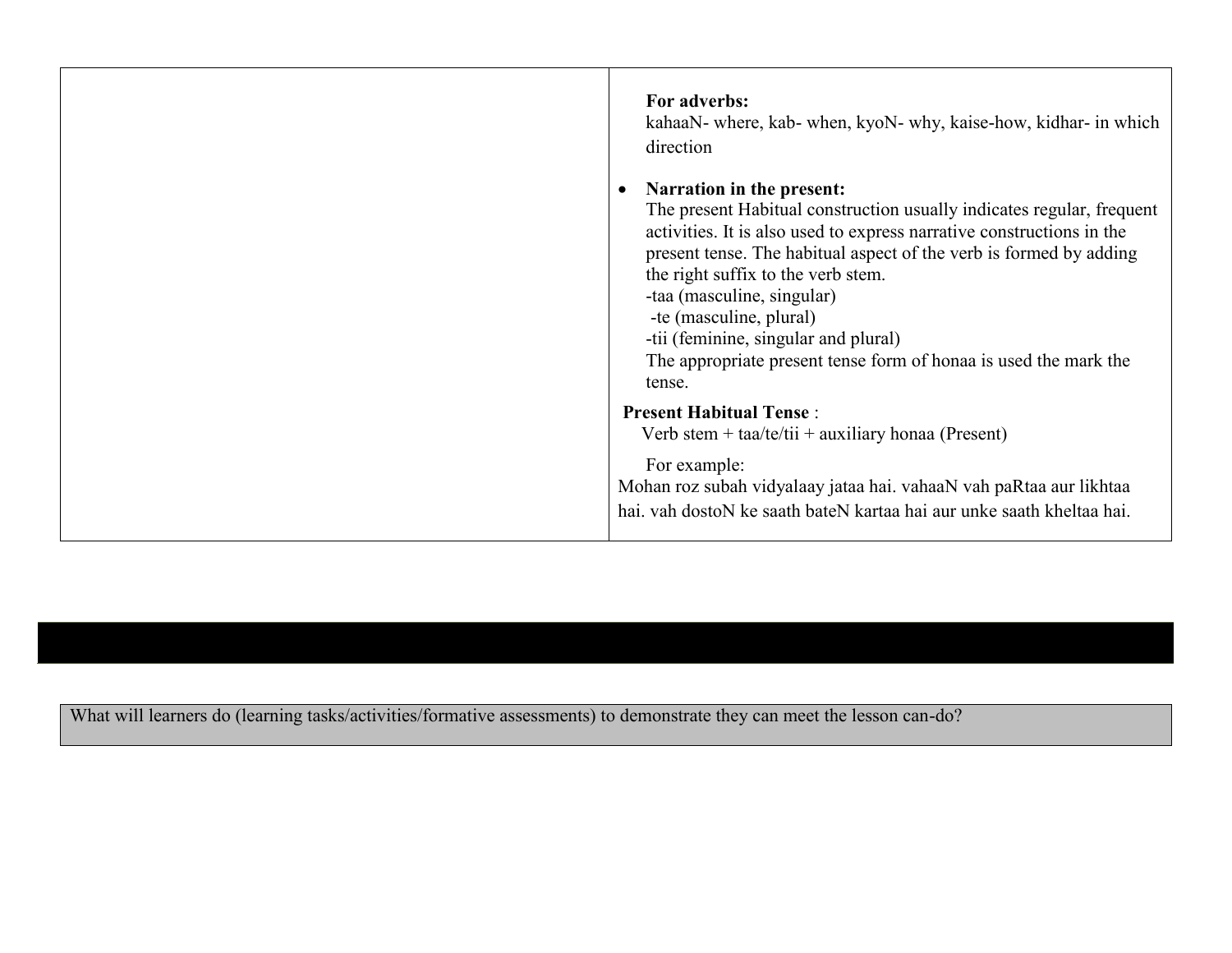| | |
|---|---|
| | **For adverbs:**<br>kahaaN- where, kab- when, kyoN- why, kaise-how, kidhar- in which direction<br><br>• **Narration in the present:**<br>The present Habitual construction usually indicates regular, frequent activities. It is also used to express narrative constructions in the present tense. The habitual aspect of the verb is formed by adding the right suffix to the verb stem.<br>-taa (masculine, singular)<br>-te (masculine, plural)<br>-tii (feminine, singular and plural)<br>The appropriate present tense form of honaa is used the mark the tense.<br><br>**Present Habitual Tense** :<br>Verb stem + taa/te/tii + auxiliary honaa (Present)<br><br>For example:<br>Mohan roz subah vidyalaay jataa hai. vahaaN vah paRtaa aur likhtaa hai. vah dostoN ke saath bateN kartaa hai aur unke saath kheltaa hai. |

| What will learners do (learning tasks/activities/formative assessments) to demonstrate they can meet the lesson can-do? |
|---|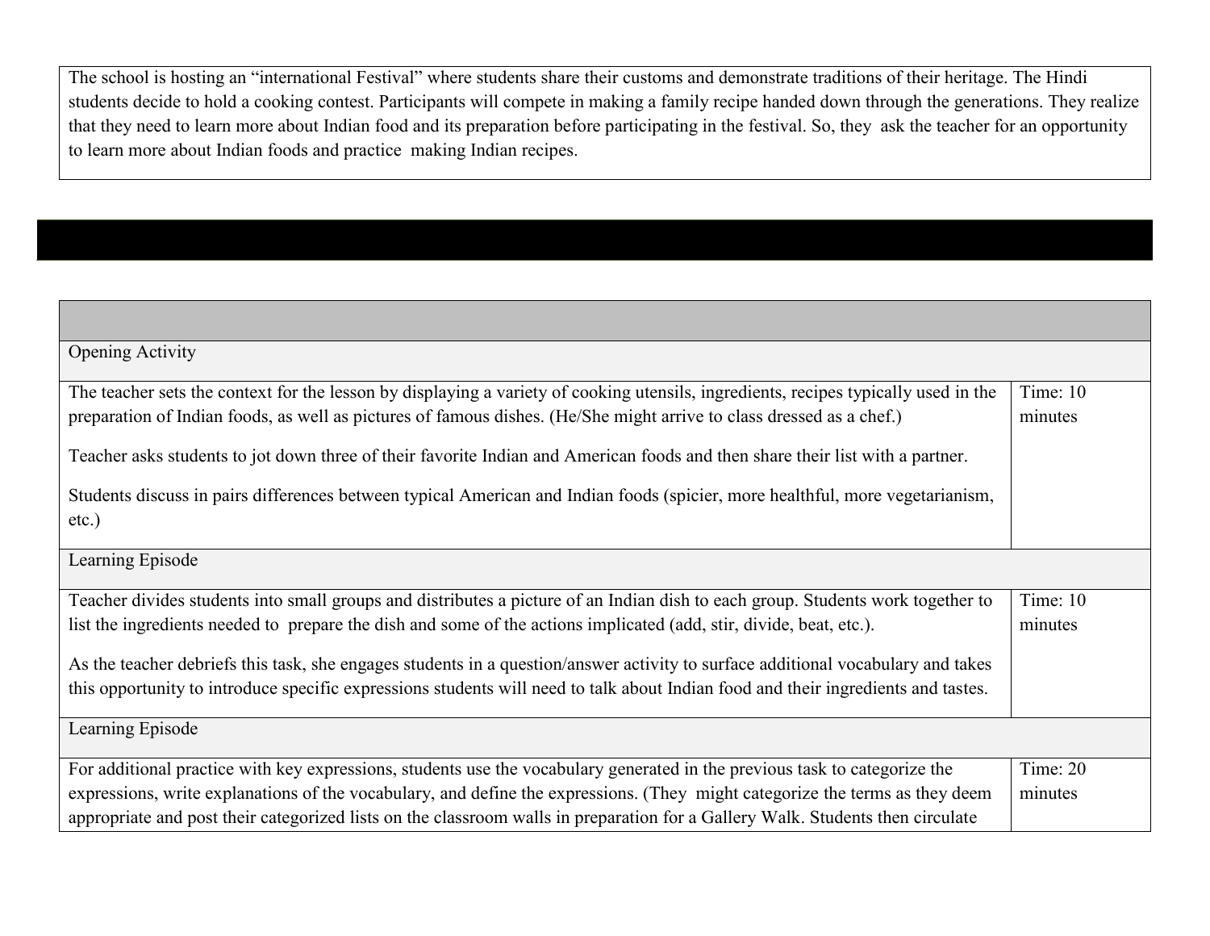The school is hosting an "international Festival" where students share their customs and demonstrate traditions of their heritage. The Hindi students decide to hold a cooking contest. Participants will compete in making a family recipe handed down through the generations. They realize that they need to learn more about Indian food and its preparation before participating in the festival. So, they ask the teacher for an opportunity to learn more about Indian foods and practice making Indian recipes.

| | |
|---|---|
| **Opening Activity** | |
| The teacher sets the context for the lesson by displaying a variety of cooking utensils, ingredients, recipes typically used in the preparation of Indian foods, as well as pictures of famous dishes. (He/She might arrive to class dressed as a chef.)<br><br>Teacher asks students to jot down three of their favorite Indian and American foods and then share their list with a partner.<br><br>Students discuss in pairs differences between typical American and Indian foods (spicier, more healthful, more vegetarianism, etc.) | Time: 10 minutes |
| **Learning Episode** | |
| Teacher divides students into small groups and distributes a picture of an Indian dish to each group. Students work together to list the ingredients needed to prepare the dish and some of the actions implicated (add, stir, divide, beat, etc.).<br><br>As the teacher debriefs this task, she engages students in a question/answer activity to surface additional vocabulary and takes this opportunity to introduce specific expressions students will need to talk about Indian food and their ingredients and tastes. | Time: 10 minutes |
| **Learning Episode** | |
| For additional practice with key expressions, students use the vocabulary generated in the previous task to categorize the expressions, write explanations of the vocabulary, and define the expressions. (They might categorize the terms as they deem appropriate and post their categorized lists on the classroom walls in preparation for a Gallery Walk. Students then circulate | Time: 20 minutes |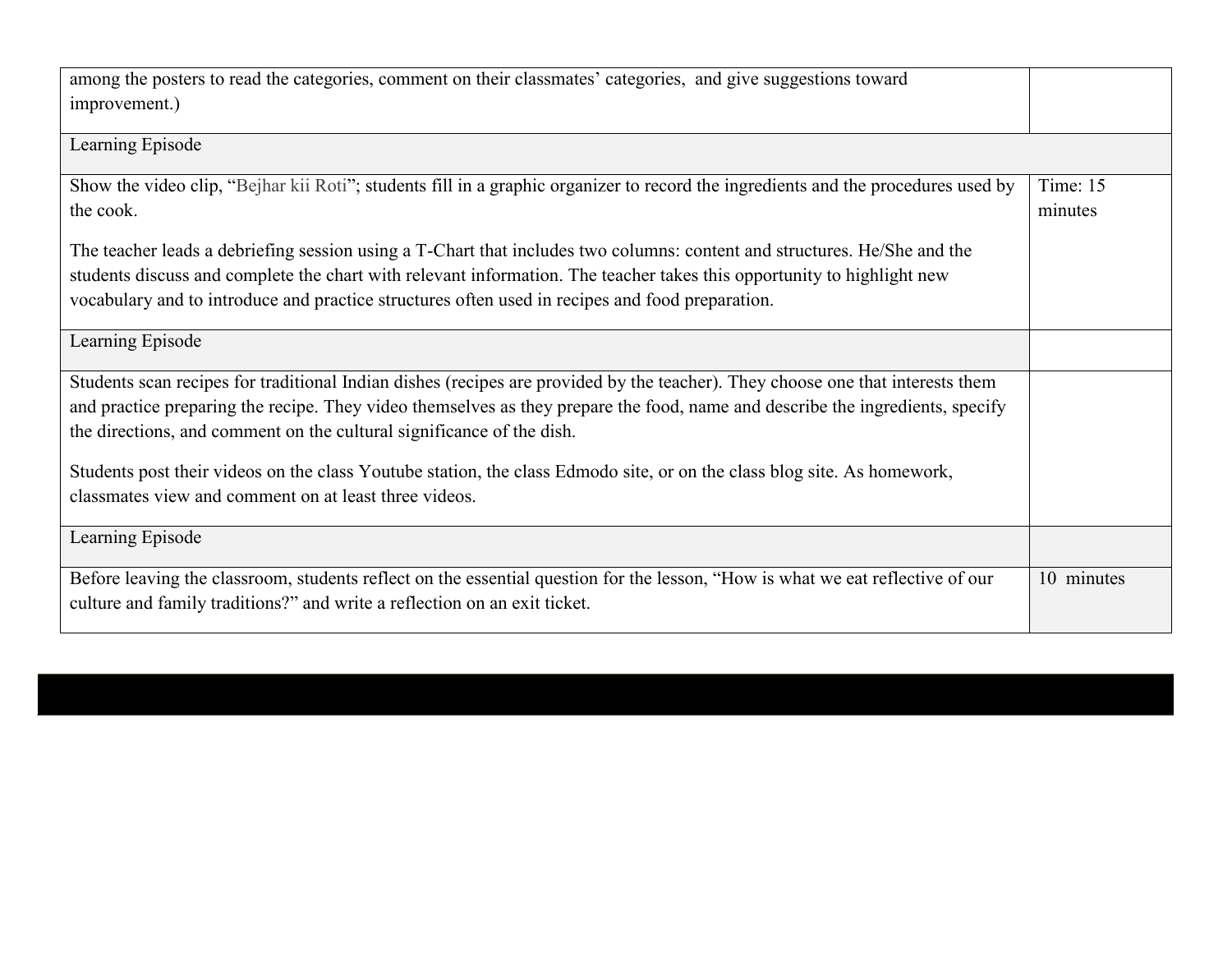| | |
|---|---|
| among the posters to read the categories, comment on their classmates' categories, and give suggestions toward improvement.) | |
| Learning Episode | |
| Show the video clip, "Bejhar kii Roti"; students fill in a graphic organizer to record the ingredients and the procedures used by the cook.<br><br>The teacher leads a debriefing session using a T-Chart that includes two columns: content and structures. He/She and the students discuss and complete the chart with relevant information. The teacher takes this opportunity to highlight new vocabulary and to introduce and practice structures often used in recipes and food preparation. | Time: 15 minutes |
| Learning Episode | |
| Students scan recipes for traditional Indian dishes (recipes are provided by the teacher). They choose one that interests them and practice preparing the recipe. They video themselves as they prepare the food, name and describe the ingredients, specify the directions, and comment on the cultural significance of the dish.<br><br>Students post their videos on the class Youtube station, the class Edmodo site, or on the class blog site. As homework, classmates view and comment on at least three videos. | |
| Learning Episode | |
| Before leaving the classroom, students reflect on the essential question for the lesson, "How is what we eat reflective of our culture and family traditions?" and write a reflection on an exit ticket. | 10 minutes |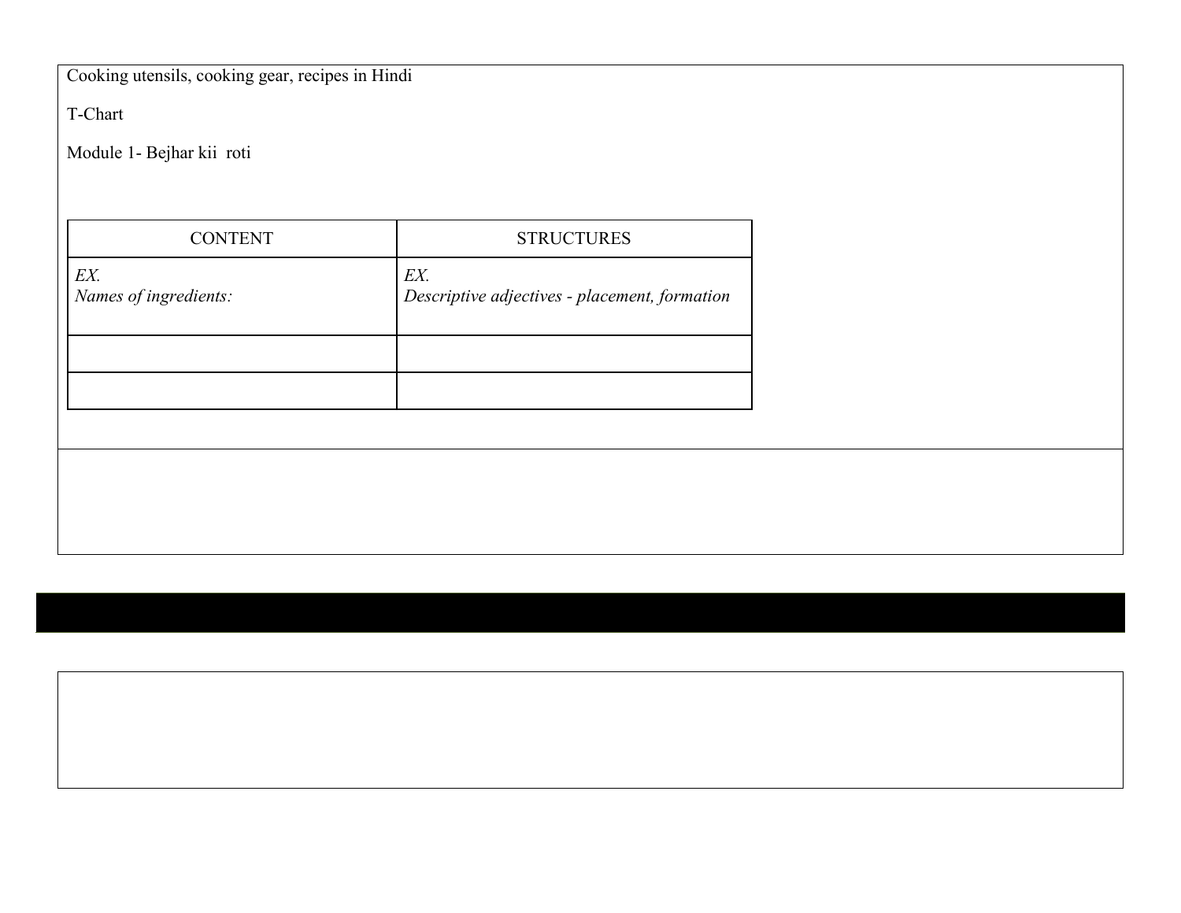Cooking utensils, cooking gear, recipes in Hindi

T-Chart

Module 1- Bejhar kii  roti

| CONTENT | STRUCTURES |
|---|---|
| *EX.*<br>*Names of ingredients:* | *EX.*<br>*Descriptive adjectives - placement, formation* |
| | |
| | |